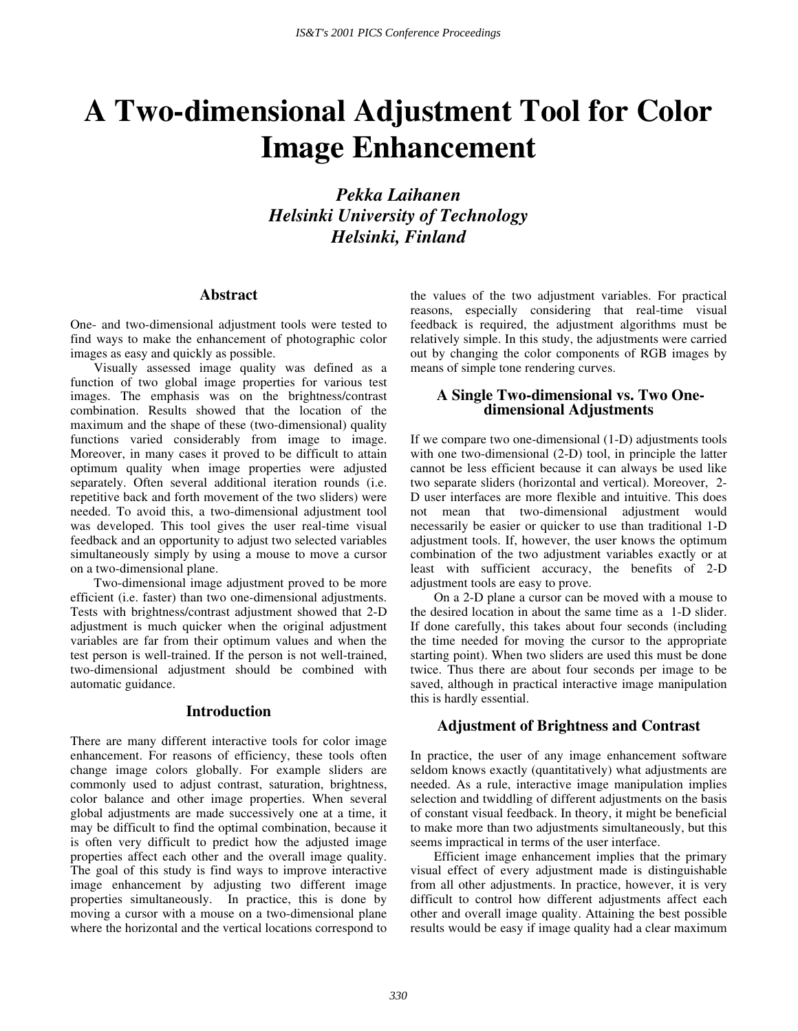# A Two-dimensional Adjustment Tool for Color Image Enhancement

***Pekka Laihanen***
***Helsinki University of Technology***
***Helsinki, Finland***

## Abstract

One- and two-dimensional adjustment tools were tested to find ways to make the enhancement of photographic color images as easy and quickly as possible.

Visually assessed image quality was defined as a function of two global image properties for various test images. The emphasis was on the brightness/contrast combination. Results showed that the location of the maximum and the shape of these (two-dimensional) quality functions varied considerably from image to image. Moreover, in many cases it proved to be difficult to attain optimum quality when image properties were adjusted separately. Often several additional iteration rounds (i.e. repetitive back and forth movement of the two sliders) were needed. To avoid this, a two-dimensional adjustment tool was developed. This tool gives the user real-time visual feedback and an opportunity to adjust two selected variables simultaneously simply by using a mouse to move a cursor on a two-dimensional plane.

Two-dimensional image adjustment proved to be more efficient (i.e. faster) than two one-dimensional adjustments. Tests with brightness/contrast adjustment showed that 2-D adjustment is much quicker when the original adjustment variables are far from their optimum values and when the test person is well-trained. If the person is not well-trained, two-dimensional adjustment should be combined with automatic guidance.

## Introduction

There are many different interactive tools for color image enhancement. For reasons of efficiency, these tools often change image colors globally. For example sliders are commonly used to adjust contrast, saturation, brightness, color balance and other image properties. When several global adjustments are made successively one at a time, it may be difficult to find the optimal combination, because it is often very difficult to predict how the adjusted image properties affect each other and the overall image quality. The goal of this study is find ways to improve interactive image enhancement by adjusting two different image properties simultaneously. In practice, this is done by moving a cursor with a mouse on a two-dimensional plane where the horizontal and the vertical locations correspond to the values of the two adjustment variables. For practical reasons, especially considering that real-time visual feedback is required, the adjustment algorithms must be relatively simple. In this study, the adjustments were carried out by changing the color components of RGB images by means of simple tone rendering curves.

## A Single Two-dimensional vs. Two One-dimensional Adjustments

If we compare two one-dimensional (1-D) adjustments tools with one two-dimensional (2-D) tool, in principle the latter cannot be less efficient because it can always be used like two separate sliders (horizontal and vertical). Moreover, 2-D user interfaces are more flexible and intuitive. This does not mean that two-dimensional adjustment would necessarily be easier or quicker to use than traditional 1-D adjustment tools. If, however, the user knows the optimum combination of the two adjustment variables exactly or at least with sufficient accuracy, the benefits of 2-D adjustment tools are easy to prove.

On a 2-D plane a cursor can be moved with a mouse to the desired location in about the same time as a 1-D slider. If done carefully, this takes about four seconds (including the time needed for moving the cursor to the appropriate starting point). When two sliders are used this must be done twice. Thus there are about four seconds per image to be saved, although in practical interactive image manipulation this is hardly essential.

## Adjustment of Brightness and Contrast

In practice, the user of any image enhancement software seldom knows exactly (quantitatively) what adjustments are needed. As a rule, interactive image manipulation implies selection and twiddling of different adjustments on the basis of constant visual feedback. In theory, it might be beneficial to make more than two adjustments simultaneously, but this seems impractical in terms of the user interface.

Efficient image enhancement implies that the primary visual effect of every adjustment made is distinguishable from all other adjustments. In practice, however, it is very difficult to control how different adjustments affect each other and overall image quality. Attaining the best possible results would be easy if image quality had a clear maximum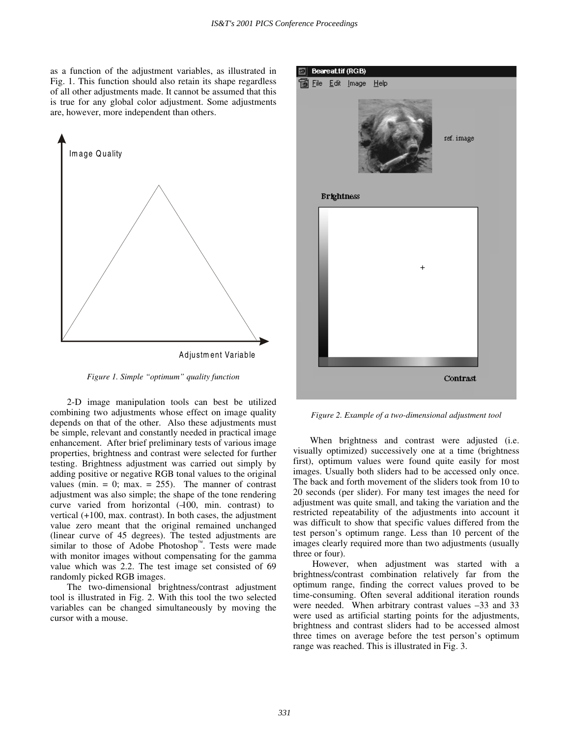as a function of the adjustment variables, as illustrated in Fig. 1. This function should also retain its shape regardless of all other adjustments made. It cannot be assumed that this is true for any global color adjustment. Some adjustments are, however, more independent than others.

*Figure 1. Simple “optimum” quality function*

2-D image manipulation tools can best be utilized combining two adjustments whose effect on image quality depends on that of the other. Also these adjustments must be simple, relevant and constantly needed in practical image enhancement. After brief preliminary tests of various image properties, brightness and contrast were selected for further testing. Brightness adjustment was carried out simply by adding positive or negative RGB tonal values to the original values (min. = 0; max. = 255). The manner of contrast adjustment was also simple; the shape of the tone rendering curve varied from horizontal (–100, min. contrast) to vertical (+100, max. contrast). In both cases, the adjustment value zero meant that the original remained unchanged (linear curve of 45 degrees). The tested adjustments are similar to those of Adobe Photoshop™. Tests were made with monitor images without compensating for the gamma value which was 2.2. The test image set consisted of 69 randomly picked RGB images.

The two-dimensional brightness/contrast adjustment tool is illustrated in Fig. 2. With this tool the two selected variables can be changed simultaneously by moving the cursor with a mouse.

*Figure 2. Example of a two-dimensional adjustment tool*

When brightness and contrast were adjusted (i.e. visually optimized) successively one at a time (brightness first), optimum values were found quite easily for most images. Usually both sliders had to be accessed only once. The back and forth movement of the sliders took from 10 to 20 seconds (per slider). For many test images the need for adjustment was quite small, and taking the variation and the restricted repeatability of the adjustments into account it was difficult to show that specific values differed from the test person’s optimum range. Less than 10 percent of the images clearly required more than two adjustments (usually three or four).

However, when adjustment was started with a brightness/contrast combination relatively far from the optimum range, finding the correct values proved to be time-consuming. Often several additional iteration rounds were needed. When arbitrary contrast values –33 and 33 were used as artificial starting points for the adjustments, brightness and contrast sliders had to be accessed almost three times on average before the test person’s optimum range was reached. This is illustrated in Fig. 3.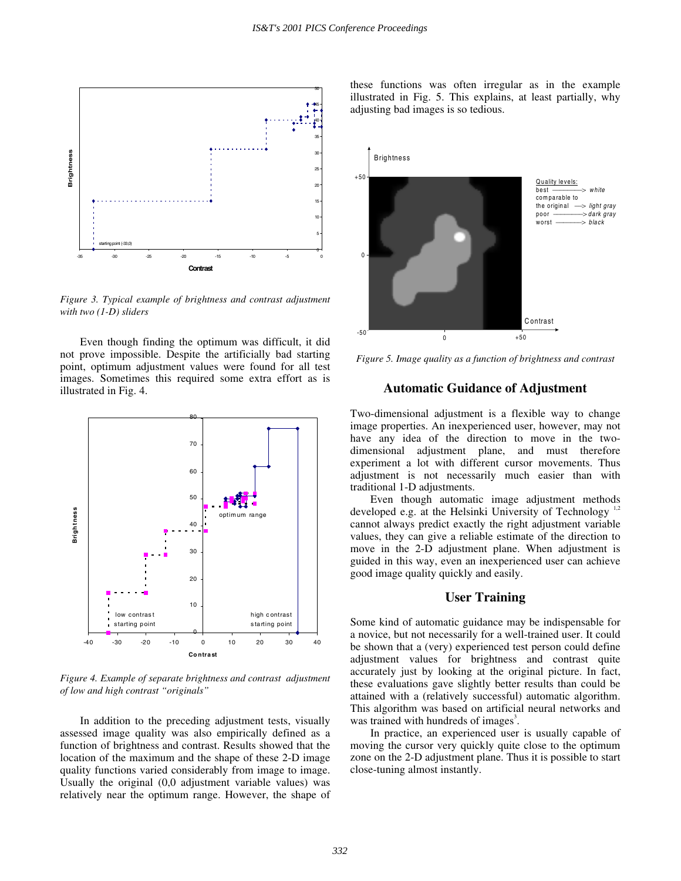Figure 3. Typical example of brightness and contrast adjustment with two (1-D) sliders

Even though finding the optimum was difficult, it did not prove impossible. Despite the artificially bad starting point, optimum adjustment values were found for all test images. Sometimes this required some extra effort as is illustrated in Fig. 4.

Figure 4. Example of separate brightness and contrast adjustment of low and high contrast "originals"

In addition to the preceding adjustment tests, visually assessed image quality was also empirically defined as a function of brightness and contrast. Results showed that the location of the maximum and the shape of these 2-D image quality functions varied considerably from image to image. Usually the original (0,0 adjustment variable values) was relatively near the optimum range. However, the shape of these functions was often irregular as in the example illustrated in Fig. 5. This explains, at least partially, why adjusting bad images is so tedious.

Figure 5. Image quality as a function of brightness and contrast

## Automatic Guidance of Adjustment

Two-dimensional adjustment is a flexible way to change image properties. An inexperienced user, however, may not have any idea of the direction to move in the two-dimensional adjustment plane, and must therefore experiment a lot with different cursor movements. Thus adjustment is not necessarily much easier than with traditional 1-D adjustments.

Even though automatic image adjustment methods developed e.g. at the Helsinki University of Technology [1,2] cannot always predict exactly the right adjustment variable values, they can give a reliable estimate of the direction to move in the 2-D adjustment plane. When adjustment is guided in this way, even an inexperienced user can achieve good image quality quickly and easily.

## User Training

Some kind of automatic guidance may be indispensable for a novice, but not necessarily for a well-trained user. It could be shown that a (very) experienced test person could define adjustment values for brightness and contrast quite accurately just by looking at the original picture. In fact, these evaluations gave slightly better results than could be attained with a (relatively successful) automatic algorithm. This algorithm was based on artificial neural networks and was trained with hundreds of images[3].

In practice, an experienced user is usually capable of moving the cursor very quickly quite close to the optimum zone on the 2-D adjustment plane. Thus it is possible to start close-tuning almost instantly.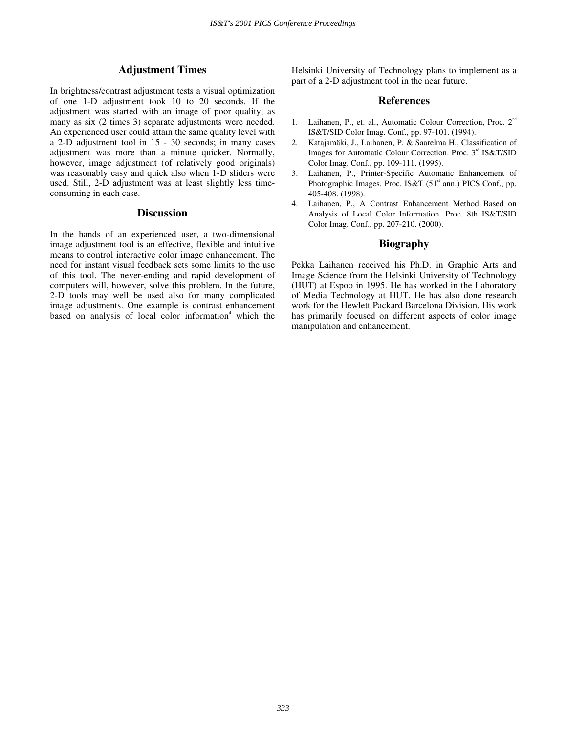## Adjustment Times

In brightness/contrast adjustment tests a visual optimization of one 1-D adjustment took 10 to 20 seconds. If the adjustment was started with an image of poor quality, as many as six (2 times 3) separate adjustments were needed. An experienced user could attain the same quality level with a 2-D adjustment tool in 15 - 30 seconds; in many cases adjustment was more than a minute quicker. Normally, however, image adjustment (of relatively good originals) was reasonably easy and quick also when 1-D sliders were used. Still, 2-D adjustment was at least slightly less time-consuming in each case.

## Discussion

In the hands of an experienced user, a two-dimensional image adjustment tool is an effective, flexible and intuitive means to control interactive color image enhancement. The need for instant visual feedback sets some limits to the use of this tool. The never-ending and rapid development of computers will, however, solve this problem. In the future, 2-D tools may well be used also for many complicated image adjustments. One example is contrast enhancement based on analysis of local color information[4] which the Helsinki University of Technology plans to implement as a part of a 2-D adjustment tool in the near future.

## References

1. Laihanen, P., et. al., Automatic Colour Correction, Proc. 2nd IS&T/SID Color Imag. Conf., pp. 97-101. (1994).
2. Katajamäki, J., Laihanen, P. & Saarelma H., Classification of Images for Automatic Colour Correction. Proc. 3rd IS&T/SID Color Imag. Conf., pp. 109-111. (1995).
3. Laihanen, P., Printer-Specific Automatic Enhancement of Photographic Images. Proc. IS&T (51st ann.) PICS Conf., pp. 405-408. (1998).
4. Laihanen, P., A Contrast Enhancement Method Based on Analysis of Local Color Information. Proc. 8th IS&T/SID Color Imag. Conf., pp. 207-210. (2000).

## Biography

Pekka Laihanen received his Ph.D. in Graphic Arts and Image Science from the Helsinki University of Technology (HUT) at Espoo in 1995. He has worked in the Laboratory of Media Technology at HUT. He has also done research work for the Hewlett Packard Barcelona Division. His work has primarily focused on different aspects of color image manipulation and enhancement.